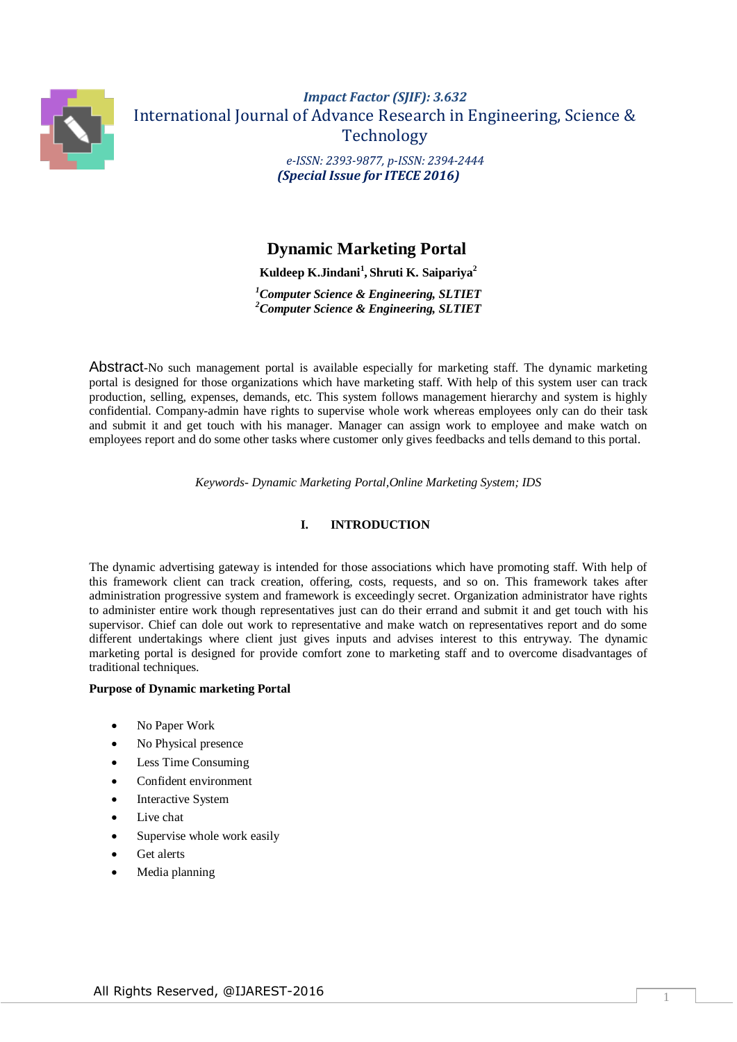*Impact Factor (SJIF): 3.632*

International Journal of Advance Research in Engineering, Science & Technology

*e-ISSN: 2393-9877, p-ISSN: 2394-2444*

***(Special Issue for ITECE 2016)***

# Dynamic Marketing Portal

**Kuldeep K.Jindani[1], Shruti K. Saipariya[2]**

*[1]Computer Science & Engineering, SLTIET*
*[2]Computer Science & Engineering, SLTIET*

Abstract-No such management portal is available especially for marketing staff. The dynamic marketing portal is designed for those organizations which have marketing staff. With help of this system user can track production, selling, expenses, demands, etc. This system follows management hierarchy and system is highly confidential. Company-admin have rights to supervise whole work whereas employees only can do their task and submit it and get touch with his manager. Manager can assign work to employee and make watch on employees report and do some other tasks where customer only gives feedbacks and tells demand to this portal.

*Keywords- Dynamic Marketing Portal,Online Marketing System; IDS*

## I. INTRODUCTION

The dynamic advertising gateway is intended for those associations which have promoting staff. With help of this framework client can track creation, offering, costs, requests, and so on. This framework takes after administration progressive system and framework is exceedingly secret. Organization administrator have rights to administer entire work though representatives just can do their errand and submit it and get touch with his supervisor. Chief can dole out work to representative and make watch on representatives report and do some different undertakings where client just gives inputs and advises interest to this entryway. The dynamic marketing portal is designed for provide comfort zone to marketing staff and to overcome disadvantages of traditional techniques.

**Purpose of Dynamic marketing Portal**

- No Paper Work
- No Physical presence
- Less Time Consuming
- Confident environment
- Interactive System
- Live chat
- Supervise whole work easily
- Get alerts
- Media planning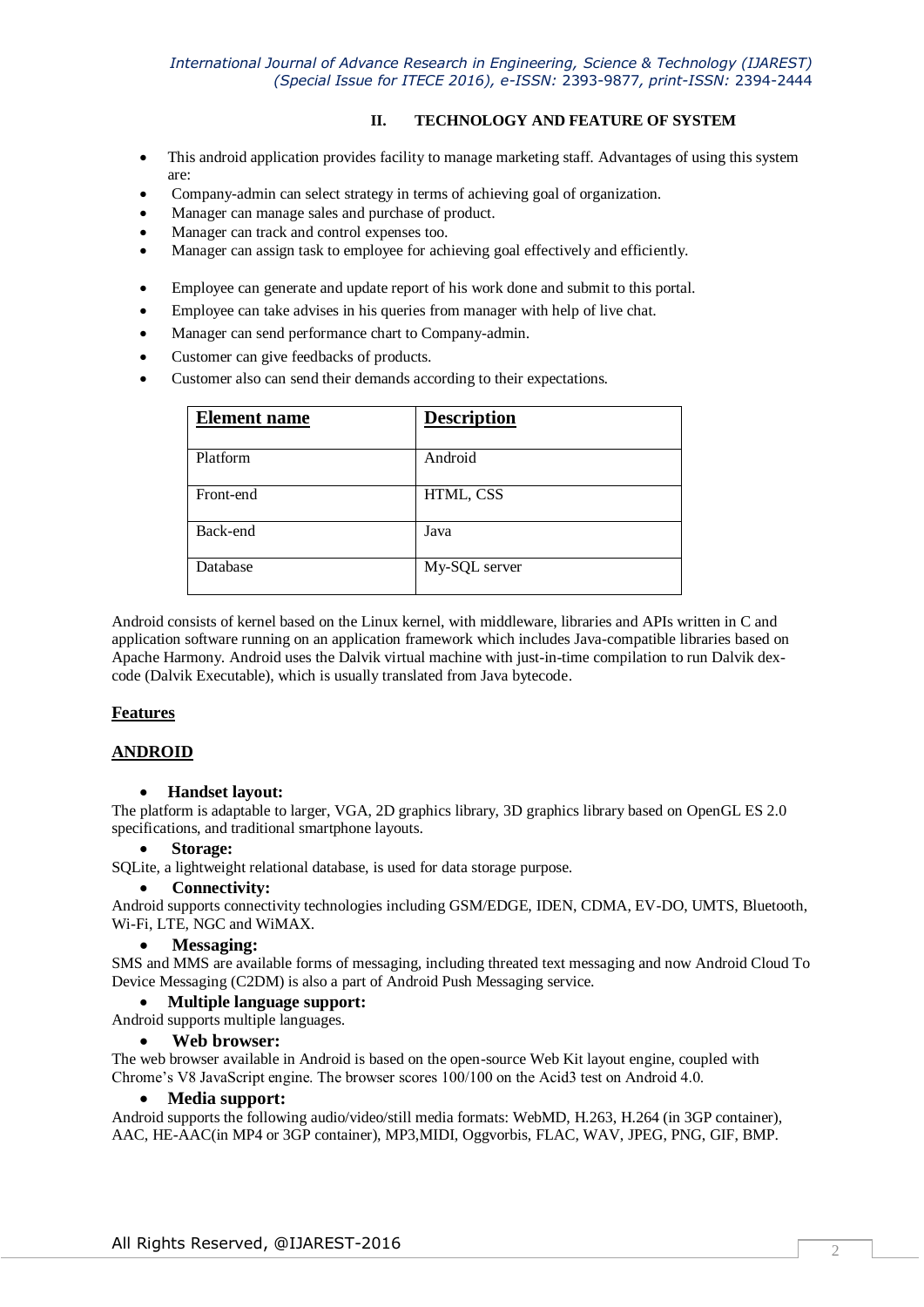## II. TECHNOLOGY AND FEATURE OF SYSTEM

- This android application provides facility to manage marketing staff. Advantages of using this system are:
- Company-admin can select strategy in terms of achieving goal of organization.
- Manager can manage sales and purchase of product.
- Manager can track and control expenses too.
- Manager can assign task to employee for achieving goal effectively and efficiently.
- Employee can generate and update report of his work done and submit to this portal.
- Employee can take advises in his queries from manager with help of live chat.
- Manager can send performance chart to Company-admin.
- Customer can give feedbacks of products.
- Customer also can send their demands according to their expectations.

| Element name | Description |
| --- | --- |
| Platform | Android |
| Front-end | HTML, CSS |
| Back-end | Java |
| Database | My-SQL server |

Android consists of kernel based on the Linux kernel, with middleware, libraries and APIs written in C and application software running on an application framework which includes Java-compatible libraries based on Apache Harmony. Android uses the Dalvik virtual machine with just-in-time compilation to run Dalvik dex-code (Dalvik Executable), which is usually translated from Java bytecode.

**Features**

**ANDROID**

- **Handset layout:**

The platform is adaptable to larger, VGA, 2D graphics library, 3D graphics library based on OpenGL ES 2.0 specifications, and traditional smartphone layouts.

- **Storage:**

SQLite, a lightweight relational database, is used for data storage purpose.

- **Connectivity:**

Android supports connectivity technologies including GSM/EDGE, IDEN, CDMA, EV-DO, UMTS, Bluetooth, Wi-Fi, LTE, NGC and WiMAX.

- **Messaging:**

SMS and MMS are available forms of messaging, including threated text messaging and now Android Cloud To Device Messaging (C2DM) is also a part of Android Push Messaging service.

- **Multiple language support:**

Android supports multiple languages.

- **Web browser:**

The web browser available in Android is based on the open-source Web Kit layout engine, coupled with Chrome's V8 JavaScript engine. The browser scores 100/100 on the Acid3 test on Android 4.0.

- **Media support:**

Android supports the following audio/video/still media formats: WebMD, H.263, H.264 (in 3GP container), AAC, HE-AAC(in MP4 or 3GP container), MP3,MIDI, Oggvorbis, FLAC, WAV, JPEG, PNG, GIF, BMP.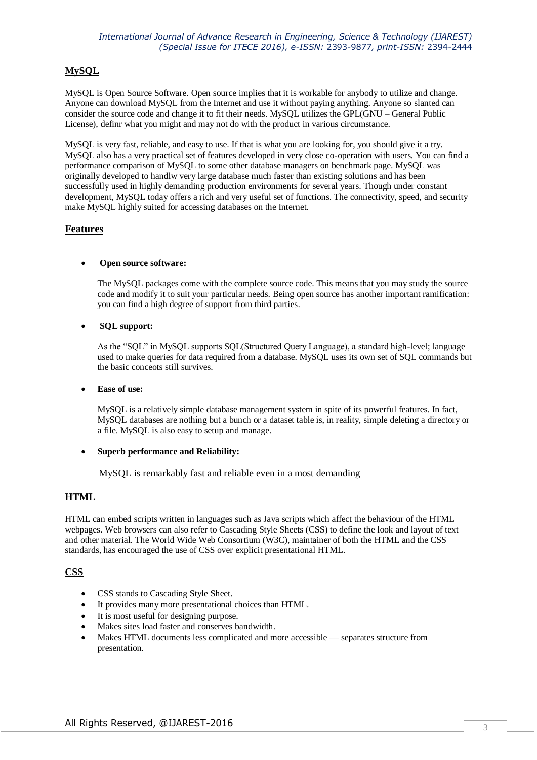## MySQL

MySQL is Open Source Software. Open source implies that it is workable for anybody to utilize and change. Anyone can download MySQL from the Internet and use it without paying anything. Anyone so slanted can consider the source code and change it to fit their needs. MySQL utilizes the GPL(GNU – General Public License), definr what you might and may not do with the product in various circumstance.

MySQL is very fast, reliable, and easy to use. If that is what you are looking for, you should give it a try. MySQL also has a very practical set of features developed in very close co-operation with users. You can find a performance comparison of MySQL to some other database managers on benchmark page. MySQL was originally developed to handlw very large database much faster than existing solutions and has been successfully used in highly demanding production environments for several years. Though under constant development, MySQL today offers a rich and very useful set of functions. The connectivity, speed, and security make MySQL highly suited for accessing databases on the Internet.

## Features

- **Open source software:**

  The MySQL packages come with the complete source code. This means that you may study the source code and modify it to suit your particular needs. Being open source has another important ramification: you can find a high degree of support from third parties.

- **SQL support:**

  As the "SQL" in MySQL supports SQL(Structured Query Language), a standard high-level; language used to make queries for data required from a database. MySQL uses its own set of SQL commands but the basic conceots still survives.

- **Ease of use:**

  MySQL is a relatively simple database management system in spite of its powerful features. In fact, MySQL databases are nothing but a bunch or a dataset table is, in reality, simple deleting a directory or a file. MySQL is also easy to setup and manage.

- **Superb performance and Reliability:**

  MySQL is remarkably fast and reliable even in a most demanding

## HTML

HTML can embed scripts written in languages such as Java scripts which affect the behaviour of the HTML webpages. Web browsers can also refer to Cascading Style Sheets (CSS) to define the look and layout of text and other material. The World Wide Web Consortium (W3C), maintainer of both the HTML and the CSS standards, has encouraged the use of CSS over explicit presentational HTML.

## CSS

- CSS stands to Cascading Style Sheet.
- It provides many more presentational choices than HTML.
- It is most useful for designing purpose.
- Makes sites load faster and conserves bandwidth.
- Makes HTML documents less complicated and more accessible — separates structure from presentation.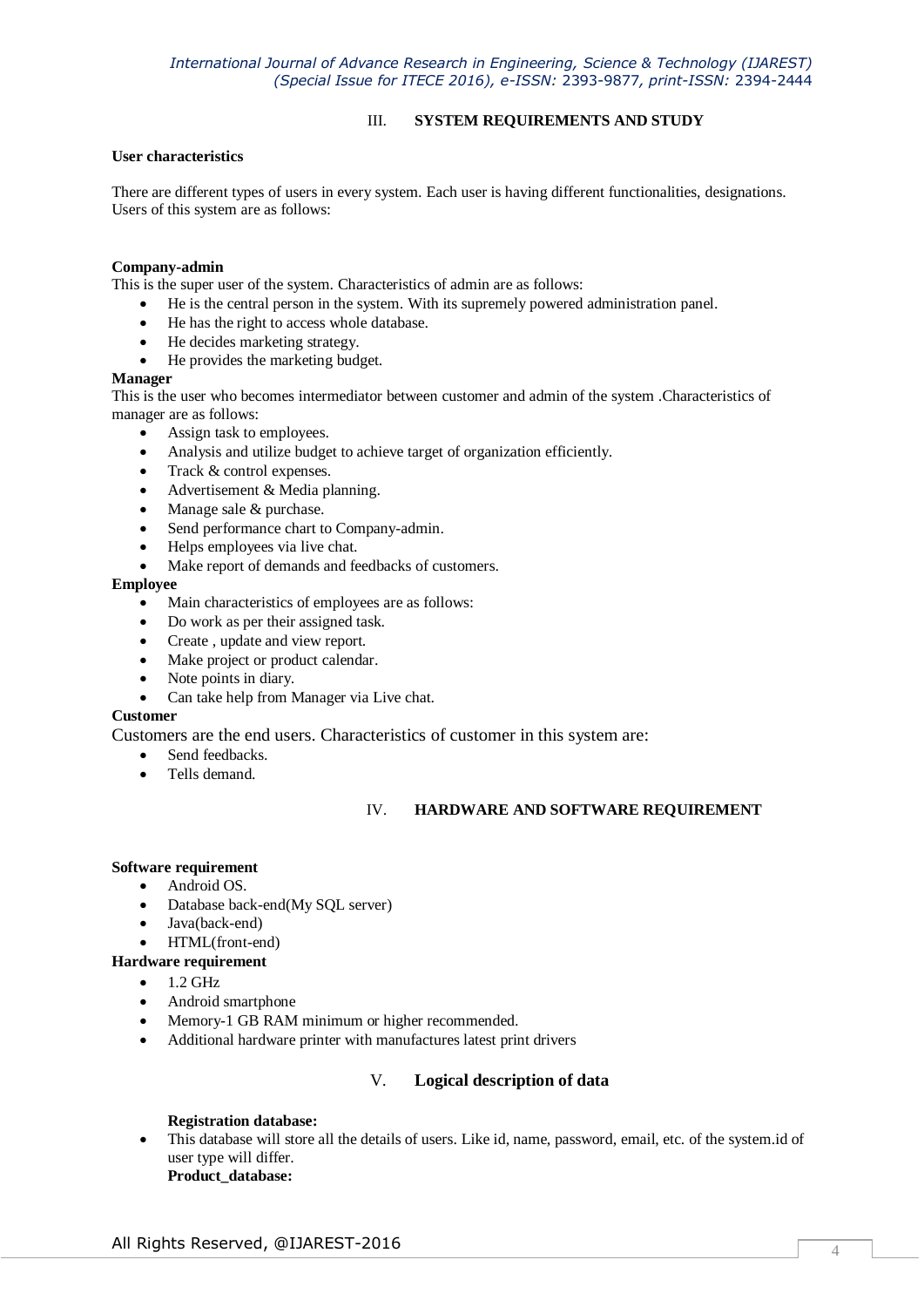## III. SYSTEM REQUIREMENTS AND STUDY

**User characteristics**

There are different types of users in every system. Each user is having different functionalities, designations. Users of this system are as follows:

**Company-admin**

This is the super user of the system. Characteristics of admin are as follows:

- He is the central person in the system. With its supremely powered administration panel.
- He has the right to access whole database.
- He decides marketing strategy.
- He provides the marketing budget.

**Manager**

This is the user who becomes intermediator between customer and admin of the system .Characteristics of manager are as follows:

- Assign task to employees.
- Analysis and utilize budget to achieve target of organization efficiently.
- Track & control expenses.
- Advertisement & Media planning.
- Manage sale & purchase.
- Send performance chart to Company-admin.
- Helps employees via live chat.
- Make report of demands and feedbacks of customers.

**Employee**

- Main characteristics of employees are as follows:
- Do work as per their assigned task.
- Create , update and view report.
- Make project or product calendar.
- Note points in diary.
- Can take help from Manager via Live chat.

**Customer**

Customers are the end users. Characteristics of customer in this system are:

- Send feedbacks.
- Tells demand.

## IV. HARDWARE AND SOFTWARE REQUIREMENT

**Software requirement**

- Android OS.
- Database back-end(My SQL server)
- Java(back-end)
- HTML(front-end)

**Hardware requirement**

- 1.2 GHz
- Android smartphone
- Memory-1 GB RAM minimum or higher recommended.
- Additional hardware printer with manufactures latest print drivers

## V. Logical description of data

**Registration database:**

- This database will store all the details of users. Like id, name, password, email, etc. of the system.id of user type will differ.

**Product_database:**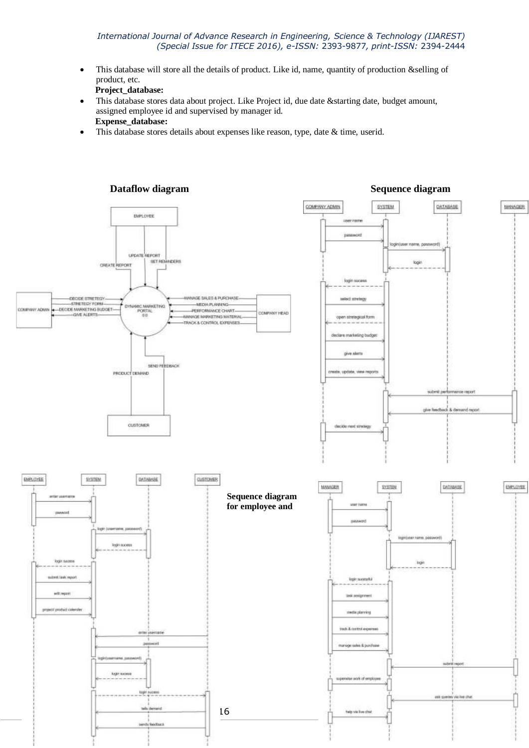- This database will store all the details of product. Like id, name, quantity of production &selling of product, etc.

**Project_database:**

- This database stores data about project. Like Project id, due date &starting date, budget amount, assigned employee id and supervised by manager id.

**Expense_database:**

- This database stores details about expenses like reason, type, date & time, userid.

**Dataflow diagram**

**Sequence diagram**

**Sequence diagram for employee and**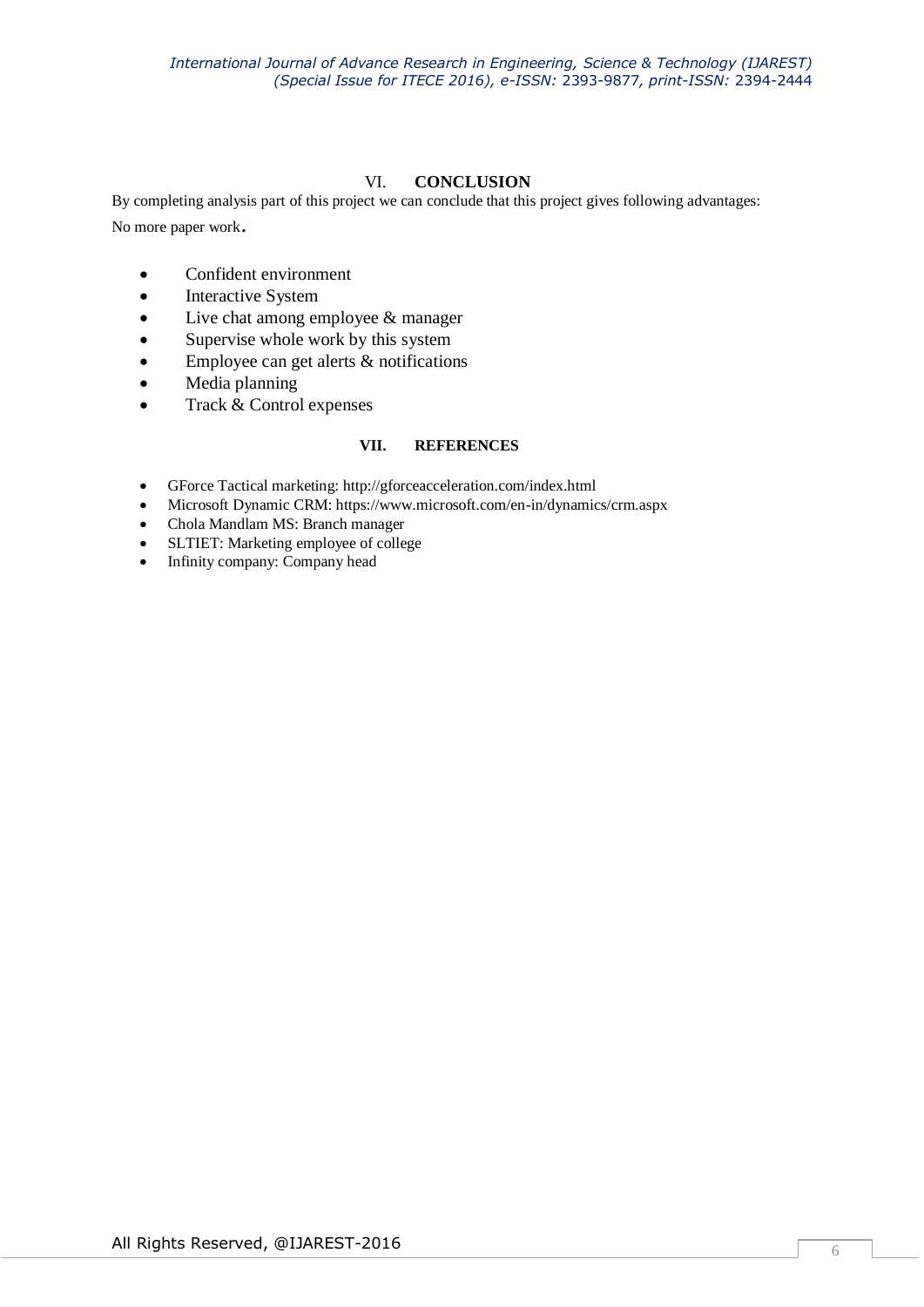## VI. CONCLUSION

By completing analysis part of this project we can conclude that this project gives following advantages:

No more paper work.

- Confident environment
- Interactive System
- Live chat among employee & manager
- Supervise whole work by this system
- Employee can get alerts & notifications
- Media planning
- Track & Control expenses

## VII. REFERENCES

- GForce Tactical marketing: http://gforceacceleration.com/index.html
- Microsoft Dynamic CRM: https://www.microsoft.com/en-in/dynamics/crm.aspx
- Chola Mandlam MS: Branch manager
- SLTIET: Marketing employee of college
- Infinity company: Company head